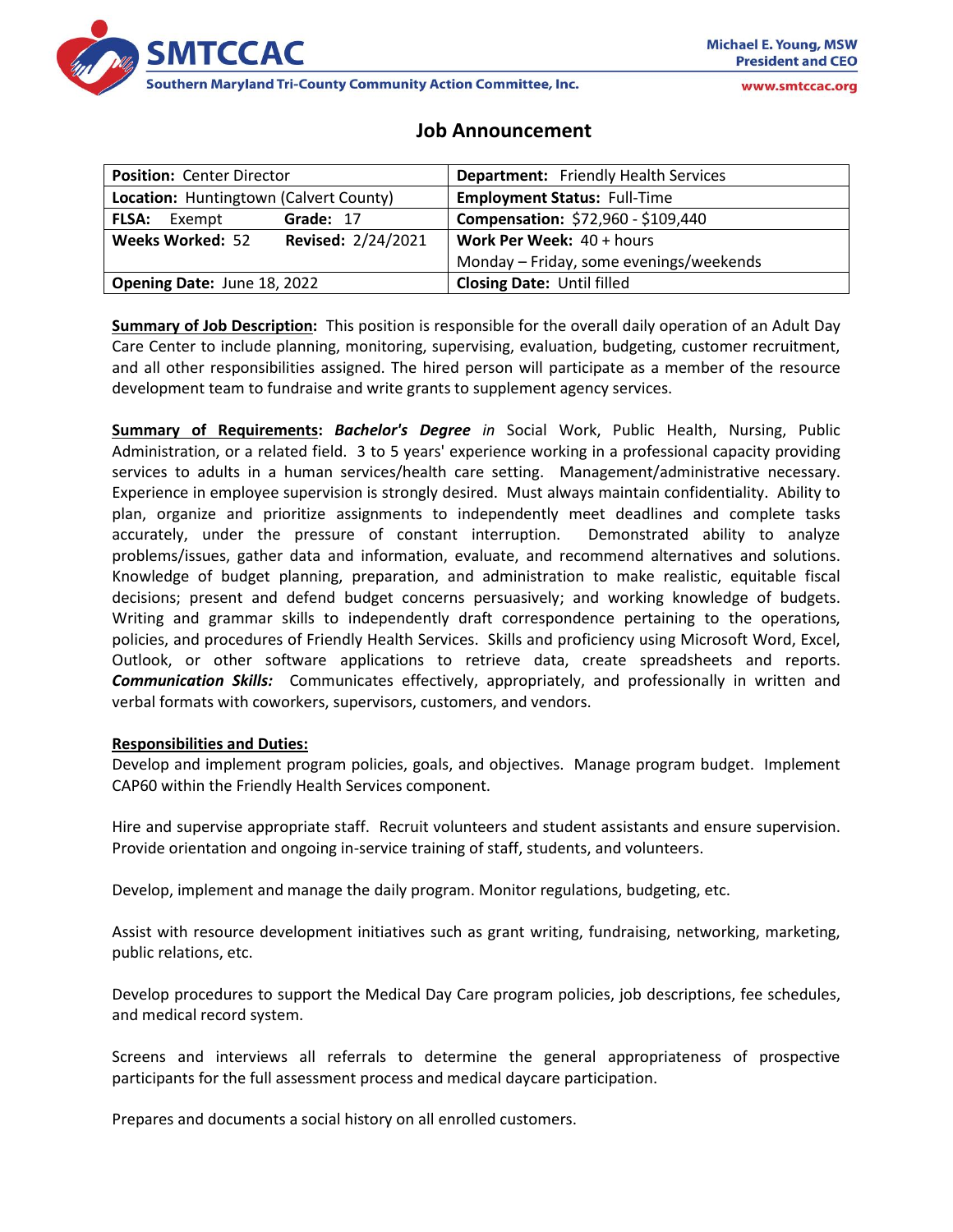SMTCCAC

Southern Maryland Tri-County Community Action Committee, Inc.

Michael E. Young, MSW
President and CEO

www.smtccac.org

# Job Announcement

| **Position:** Center Director | **Department:** Friendly Health Services |
|---|---|
| **Location:** Huntingtown (Calvert County) | **Employment Status:** Full-Time |
| **FLSA:** Exempt **Grade:** 17 | **Compensation:** $72,960 - $109,440 |
| **Weeks Worked:** 52 **Revised:** 2/24/2021 | **Work Per Week:** 40 + hours Monday – Friday, some evenings/weekends |
| **Opening Date:** June 18, 2022 | **Closing Date:** Until filled |

**Summary of Job Description:** This position is responsible for the overall daily operation of an Adult Day Care Center to include planning, monitoring, supervising, evaluation, budgeting, customer recruitment, and all other responsibilities assigned. The hired person will participate as a member of the resource development team to fundraise and write grants to supplement agency services.

**Summary of Requirements:** ***Bachelor's Degree*** *in* Social Work, Public Health, Nursing, Public Administration, or a related field. 3 to 5 years' experience working in a professional capacity providing services to adults in a human services/health care setting. Management/administrative necessary. Experience in employee supervision is strongly desired. Must always maintain confidentiality. Ability to plan, organize and prioritize assignments to independently meet deadlines and complete tasks accurately, under the pressure of constant interruption. Demonstrated ability to analyze problems/issues, gather data and information, evaluate, and recommend alternatives and solutions. Knowledge of budget planning, preparation, and administration to make realistic, equitable fiscal decisions; present and defend budget concerns persuasively; and working knowledge of budgets. Writing and grammar skills to independently draft correspondence pertaining to the operations, policies, and procedures of Friendly Health Services. Skills and proficiency using Microsoft Word, Excel, Outlook, or other software applications to retrieve data, create spreadsheets and reports. ***Communication Skills:*** Communicates effectively, appropriately, and professionally in written and verbal formats with coworkers, supervisors, customers, and vendors.

**Responsibilities and Duties:**

Develop and implement program policies, goals, and objectives. Manage program budget. Implement CAP60 within the Friendly Health Services component.

Hire and supervise appropriate staff. Recruit volunteers and student assistants and ensure supervision. Provide orientation and ongoing in-service training of staff, students, and volunteers.

Develop, implement and manage the daily program. Monitor regulations, budgeting, etc.

Assist with resource development initiatives such as grant writing, fundraising, networking, marketing, public relations, etc.

Develop procedures to support the Medical Day Care program policies, job descriptions, fee schedules, and medical record system.

Screens and interviews all referrals to determine the general appropriateness of prospective participants for the full assessment process and medical daycare participation.

Prepares and documents a social history on all enrolled customers.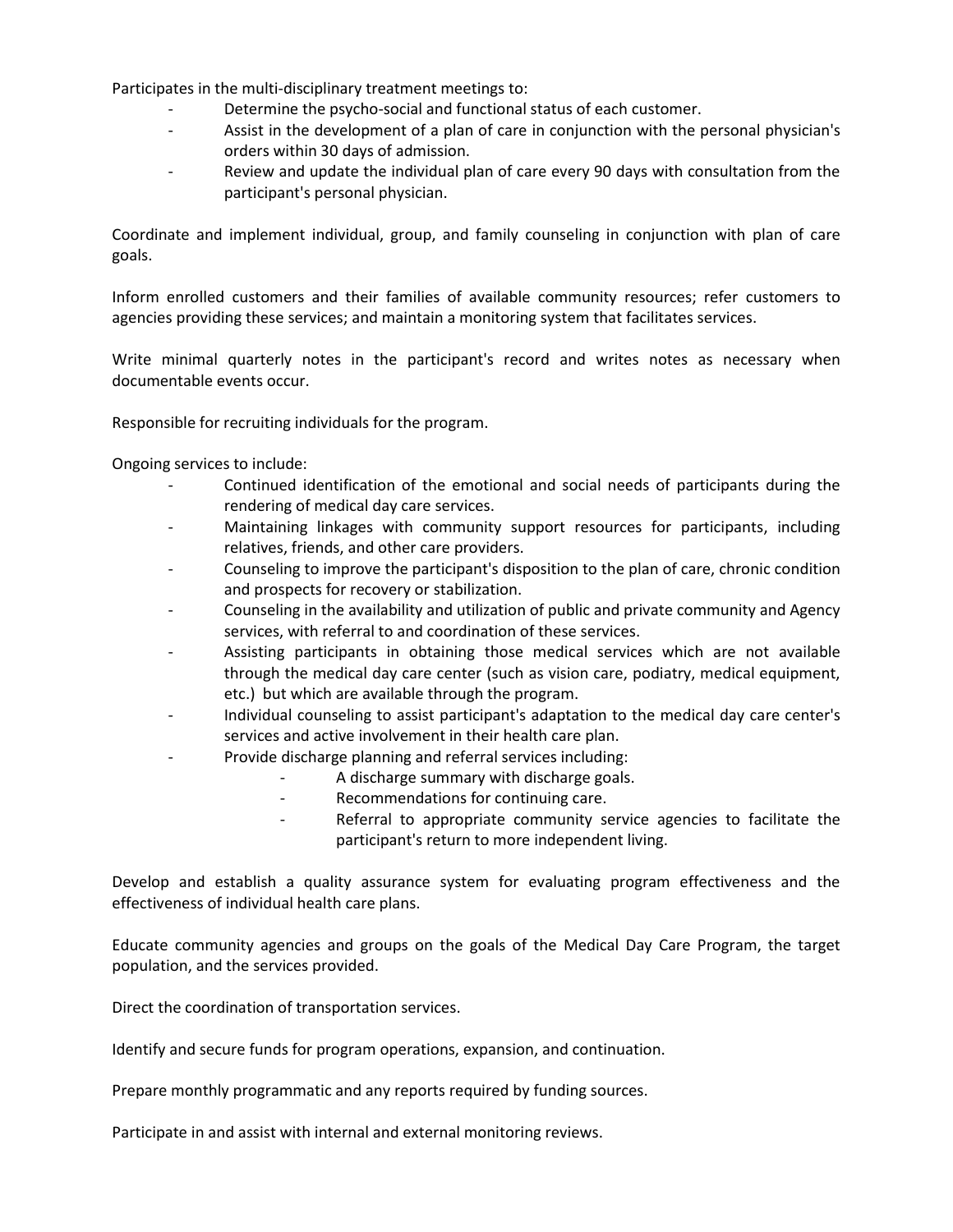Participates in the multi-disciplinary treatment meetings to:

- Determine the psycho-social and functional status of each customer.
- Assist in the development of a plan of care in conjunction with the personal physician's orders within 30 days of admission.
- Review and update the individual plan of care every 90 days with consultation from the participant's personal physician.

Coordinate and implement individual, group, and family counseling in conjunction with plan of care goals.

Inform enrolled customers and their families of available community resources; refer customers to agencies providing these services; and maintain a monitoring system that facilitates services.

Write minimal quarterly notes in the participant's record and writes notes as necessary when documentable events occur.

Responsible for recruiting individuals for the program.

Ongoing services to include:

- Continued identification of the emotional and social needs of participants during the rendering of medical day care services.
- Maintaining linkages with community support resources for participants, including relatives, friends, and other care providers.
- Counseling to improve the participant's disposition to the plan of care, chronic condition and prospects for recovery or stabilization.
- Counseling in the availability and utilization of public and private community and Agency services, with referral to and coordination of these services.
- Assisting participants in obtaining those medical services which are not available through the medical day care center (such as vision care, podiatry, medical equipment, etc.) but which are available through the program.
- Individual counseling to assist participant's adaptation to the medical day care center's services and active involvement in their health care plan.
- Provide discharge planning and referral services including:
  - A discharge summary with discharge goals.
  - Recommendations for continuing care.
  - Referral to appropriate community service agencies to facilitate the participant's return to more independent living.

Develop and establish a quality assurance system for evaluating program effectiveness and the effectiveness of individual health care plans.

Educate community agencies and groups on the goals of the Medical Day Care Program, the target population, and the services provided.

Direct the coordination of transportation services.

Identify and secure funds for program operations, expansion, and continuation.

Prepare monthly programmatic and any reports required by funding sources.

Participate in and assist with internal and external monitoring reviews.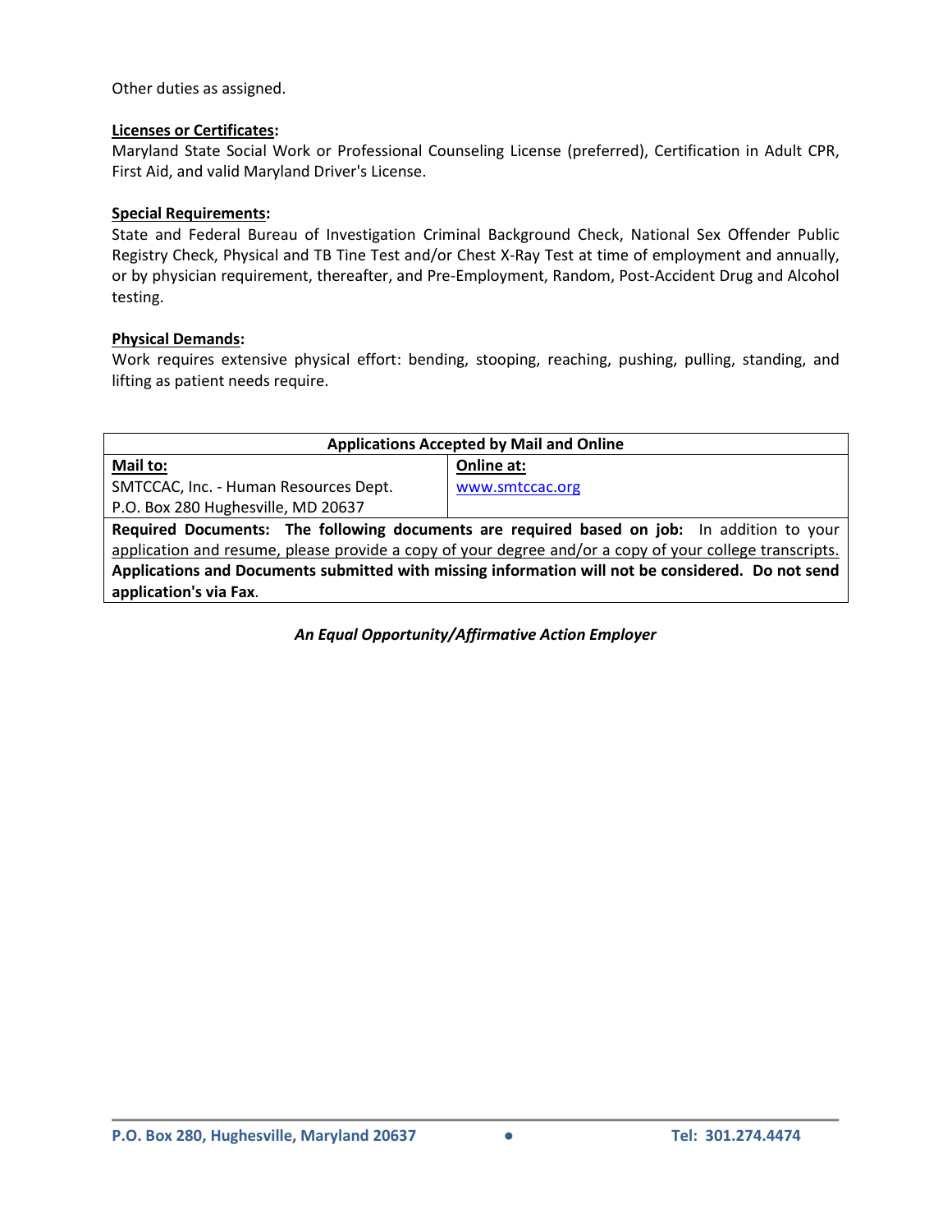Other duties as assigned.

**Licenses or Certificates:**
Maryland State Social Work or Professional Counseling License (preferred), Certification in Adult CPR, First Aid, and valid Maryland Driver's License.

**Special Requirements:**
State and Federal Bureau of Investigation Criminal Background Check, National Sex Offender Public Registry Check, Physical and TB Tine Test and/or Chest X-Ray Test at time of employment and annually, or by physician requirement, thereafter, and Pre-Employment, Random, Post-Accident Drug and Alcohol testing.

**Physical Demands:**
Work requires extensive physical effort: bending, stooping, reaching, pushing, pulling, standing, and lifting as patient needs require.

| **Applications Accepted by Mail and Online** | |
|---|---|
| **Mail to:**<br>SMTCCAC, Inc. - Human Resources Dept.<br>P.O. Box 280 Hughesville, MD 20637 | **Online at:**<br>www.smtccac.org |
| **Required Documents: The following documents are required based on job:** In addition to your application and resume, please provide a copy of your degree and/or a copy of your college transcripts.<br>**Applications and Documents submitted with missing information will not be considered. Do not send application's via Fax**. | |

***An Equal Opportunity/Affirmative Action Employer***